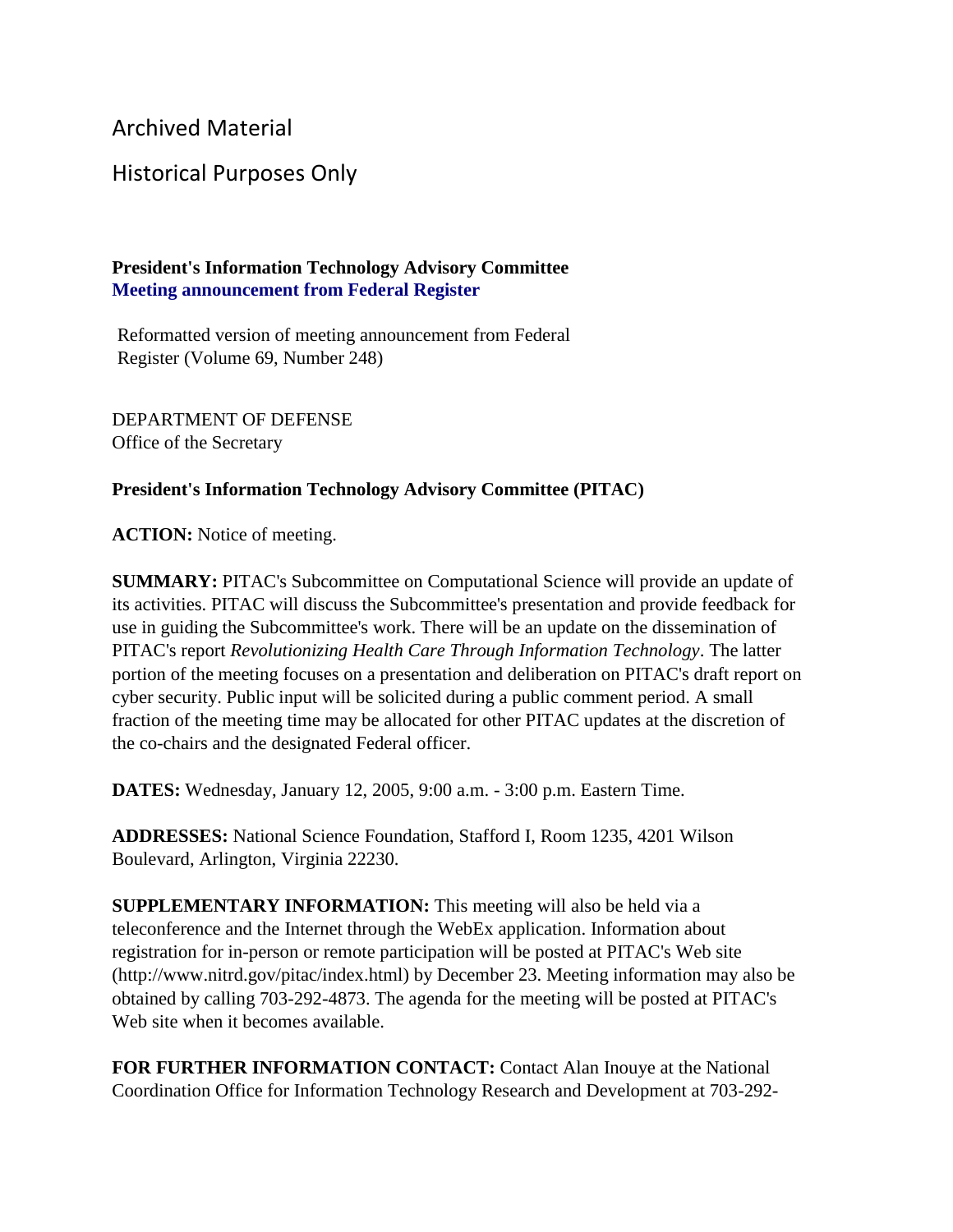Archived Material

Historical Purposes Only

**President's Information Technology Advisory Committee**
**Meeting announcement from Federal Register**

Reformatted version of meeting announcement from Federal Register (Volume 69, Number 248)

DEPARTMENT OF DEFENSE
Office of the Secretary

**President's Information Technology Advisory Committee (PITAC)**

**ACTION:** Notice of meeting.

**SUMMARY:** PITAC's Subcommittee on Computational Science will provide an update of its activities. PITAC will discuss the Subcommittee's presentation and provide feedback for use in guiding the Subcommittee's work. There will be an update on the dissemination of PITAC's report *Revolutionizing Health Care Through Information Technology*. The latter portion of the meeting focuses on a presentation and deliberation on PITAC's draft report on cyber security. Public input will be solicited during a public comment period. A small fraction of the meeting time may be allocated for other PITAC updates at the discretion of the co-chairs and the designated Federal officer.

**DATES:** Wednesday, January 12, 2005, 9:00 a.m. - 3:00 p.m. Eastern Time.

**ADDRESSES:** National Science Foundation, Stafford I, Room 1235, 4201 Wilson Boulevard, Arlington, Virginia 22230.

**SUPPLEMENTARY INFORMATION:** This meeting will also be held via a teleconference and the Internet through the WebEx application. Information about registration for in-person or remote participation will be posted at PITAC's Web site (http://www.nitrd.gov/pitac/index.html) by December 23. Meeting information may also be obtained by calling 703-292-4873. The agenda for the meeting will be posted at PITAC's Web site when it becomes available.

**FOR FURTHER INFORMATION CONTACT:** Contact Alan Inouye at the National Coordination Office for Information Technology Research and Development at 703-292-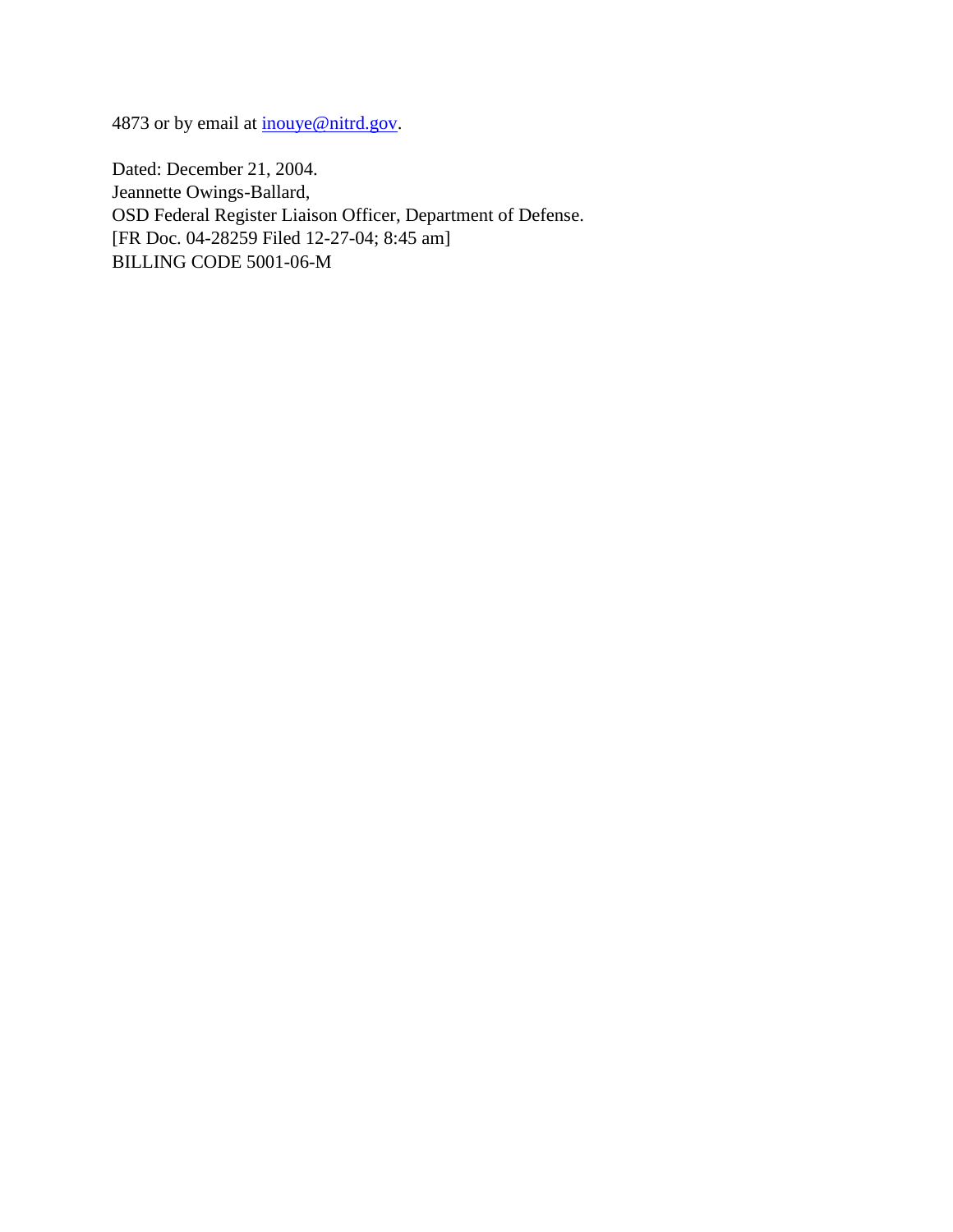4873 or by email at inouye@nitrd.gov.

Dated: December 21, 2004.
Jeannette Owings-Ballard,
OSD Federal Register Liaison Officer, Department of Defense.
[FR Doc. 04-28259 Filed 12-27-04; 8:45 am]
BILLING CODE 5001-06-M